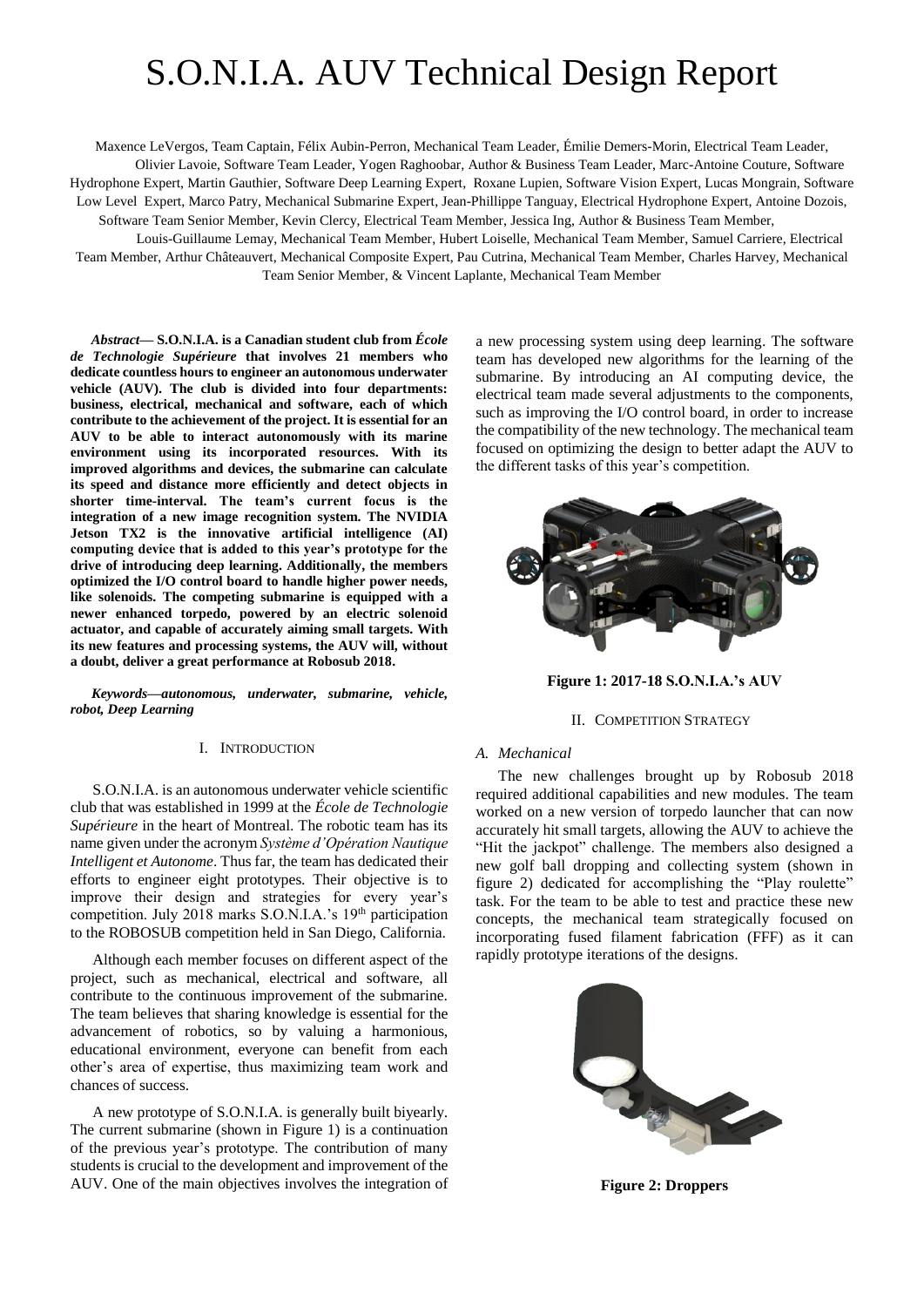# S.O.N.I.A. AUV Technical Design Report

Maxence LeVergos, Team Captain, Félix Aubin-Perron, Mechanical Team Leader, Émilie Demers-Morin, Electrical Team Leader, Olivier Lavoie, Software Team Leader, Yogen Raghoobar, Author & Business Team Leader, Marc-Antoine Couture, Software Hydrophone Expert, Martin Gauthier, Software Deep Learning Expert, Roxane Lupien, Software Vision Expert, Lucas Mongrain, Software Low Level Expert, Marco Patry, Mechanical Submarine Expert, Jean-Phillippe Tanguay, Electrical Hydrophone Expert, Antoine Dozois, Software Team Senior Member, Kevin Clercy, Electrical Team Member, Jessica Ing, Author & Business Team Member, Louis-Guillaume Lemay, Mechanical Team Member, Hubert Loiselle, Mechanical Team Member, Samuel Carriere, Electrical Team Member, Arthur Châteauvert, Mechanical Composite Expert, Pau Cutrina, Mechanical Team Member, Charles Harvey, Mechanical Team Senior Member, & Vincent Laplante, Mechanical Team Member

***Abstract*— S.O.N.I.A. is a Canadian student club from *École de Technologie Supérieure* that involves 21 members who dedicate countless hours to engineer an autonomous underwater vehicle (AUV). The club is divided into four departments: business, electrical, mechanical and software, each of which contribute to the achievement of the project. It is essential for an AUV to be able to interact autonomously with its marine environment using its incorporated resources. With its improved algorithms and devices, the submarine can calculate its speed and distance more efficiently and detect objects in shorter time-interval. The team's current focus is the integration of a new image recognition system. The NVIDIA Jetson TX2 is the innovative artificial intelligence (AI) computing device that is added to this year's prototype for the drive of introducing deep learning. Additionally, the members optimized the I/O control board to handle higher power needs, like solenoids. The competing submarine is equipped with a newer enhanced torpedo, powered by an electric solenoid actuator, and capable of accurately aiming small targets. With its new features and processing systems, the AUV will, without a doubt, deliver a great performance at Robosub 2018.**

***Keywords—autonomous, underwater, submarine, vehicle, robot, Deep Learning***

## I. Introduction

S.O.N.I.A. is an autonomous underwater vehicle scientific club that was established in 1999 at the *École de Technologie Supérieure* in the heart of Montreal. The robotic team has its name given under the acronym *Système d'Opération Nautique Intelligent et Autonome*. Thus far, the team has dedicated their efforts to engineer eight prototypes. Their objective is to improve their design and strategies for every year's competition. July 2018 marks S.O.N.I.A.'s 19th participation to the ROBOSUB competition held in San Diego, California.

Although each member focuses on different aspect of the project, such as mechanical, electrical and software, all contribute to the continuous improvement of the submarine. The team believes that sharing knowledge is essential for the advancement of robotics, so by valuing a harmonious, educational environment, everyone can benefit from each other's area of expertise, thus maximizing team work and chances of success.

A new prototype of S.O.N.I.A. is generally built biyearly. The current submarine (shown in Figure 1) is a continuation of the previous year's prototype. The contribution of many students is crucial to the development and improvement of the AUV. One of the main objectives involves the integration of a new processing system using deep learning. The software team has developed new algorithms for the learning of the submarine. By introducing an AI computing device, the electrical team made several adjustments to the components, such as improving the I/O control board, in order to increase the compatibility of the new technology. The mechanical team focused on optimizing the design to better adapt the AUV to the different tasks of this year's competition.

**Figure 1: 2017-18 S.O.N.I.A.'s AUV**

## II. Competition Strategy

### *A. Mechanical*

The new challenges brought up by Robosub 2018 required additional capabilities and new modules. The team worked on a new version of torpedo launcher that can now accurately hit small targets, allowing the AUV to achieve the "Hit the jackpot" challenge. The members also designed a new golf ball dropping and collecting system (shown in figure 2) dedicated for accomplishing the "Play roulette" task. For the team to be able to test and practice these new concepts, the mechanical team strategically focused on incorporating fused filament fabrication (FFF) as it can rapidly prototype iterations of the designs.

**Figure 2: Droppers**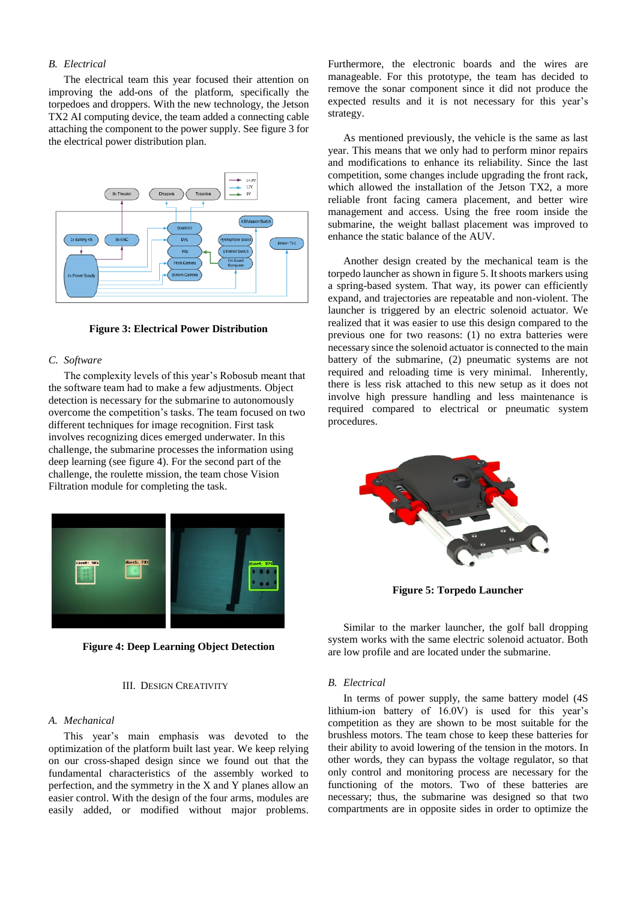## B. Electrical

The electrical team this year focused their attention on improving the add-ons of the platform, specifically the torpedoes and droppers. With the new technology, the Jetson TX2 AI computing device, the team added a connecting cable attaching the component to the power supply. See figure 3 for the electrical power distribution plan.

**Figure 3: Electrical Power Distribution**

## C. Software

The complexity levels of this year's Robosub meant that the software team had to make a few adjustments. Object detection is necessary for the submarine to autonomously overcome the competition's tasks. The team focused on two different techniques for image recognition. First task involves recognizing dices emerged underwater. In this challenge, the submarine processes the information using deep learning (see figure 4). For the second part of the challenge, the roulette mission, the team chose Vision Filtration module for completing the task.

**Figure 4: Deep Learning Object Detection**

# III. Design Creativity

## A. Mechanical

This year's main emphasis was devoted to the optimization of the platform built last year. We keep relying on our cross-shaped design since we found out that the fundamental characteristics of the assembly worked to perfection, and the symmetry in the X and Y planes allow an easier control. With the design of the four arms, modules are easily added, or modified without major problems. Furthermore, the electronic boards and the wires are manageable. For this prototype, the team has decided to remove the sonar component since it did not produce the expected results and it is not necessary for this year's strategy.

As mentioned previously, the vehicle is the same as last year. This means that we only had to perform minor repairs and modifications to enhance its reliability. Since the last competition, some changes include upgrading the front rack, which allowed the installation of the Jetson TX2, a more reliable front facing camera placement, and better wire management and access. Using the free room inside the submarine, the weight ballast placement was improved to enhance the static balance of the AUV.

Another design created by the mechanical team is the torpedo launcher as shown in figure 5. It shoots markers using a spring-based system. That way, its power can efficiently expand, and trajectories are repeatable and non-violent. The launcher is triggered by an electric solenoid actuator. We realized that it was easier to use this design compared to the previous one for two reasons: (1) no extra batteries were necessary since the solenoid actuator is connected to the main battery of the submarine, (2) pneumatic systems are not required and reloading time is very minimal. Inherently, there is less risk attached to this new setup as it does not involve high pressure handling and less maintenance is required compared to electrical or pneumatic system procedures.

**Figure 5: Torpedo Launcher**

Similar to the marker launcher, the golf ball dropping system works with the same electric solenoid actuator. Both are low profile and are located under the submarine.

## B. Electrical

In terms of power supply, the same battery model (4S lithium-ion battery of 16.0V) is used for this year's competition as they are shown to be most suitable for the brushless motors. The team chose to keep these batteries for their ability to avoid lowering of the tension in the motors. In other words, they can bypass the voltage regulator, so that only control and monitoring process are necessary for the functioning of the motors. Two of these batteries are necessary; thus, the submarine was designed so that two compartments are in opposite sides in order to optimize the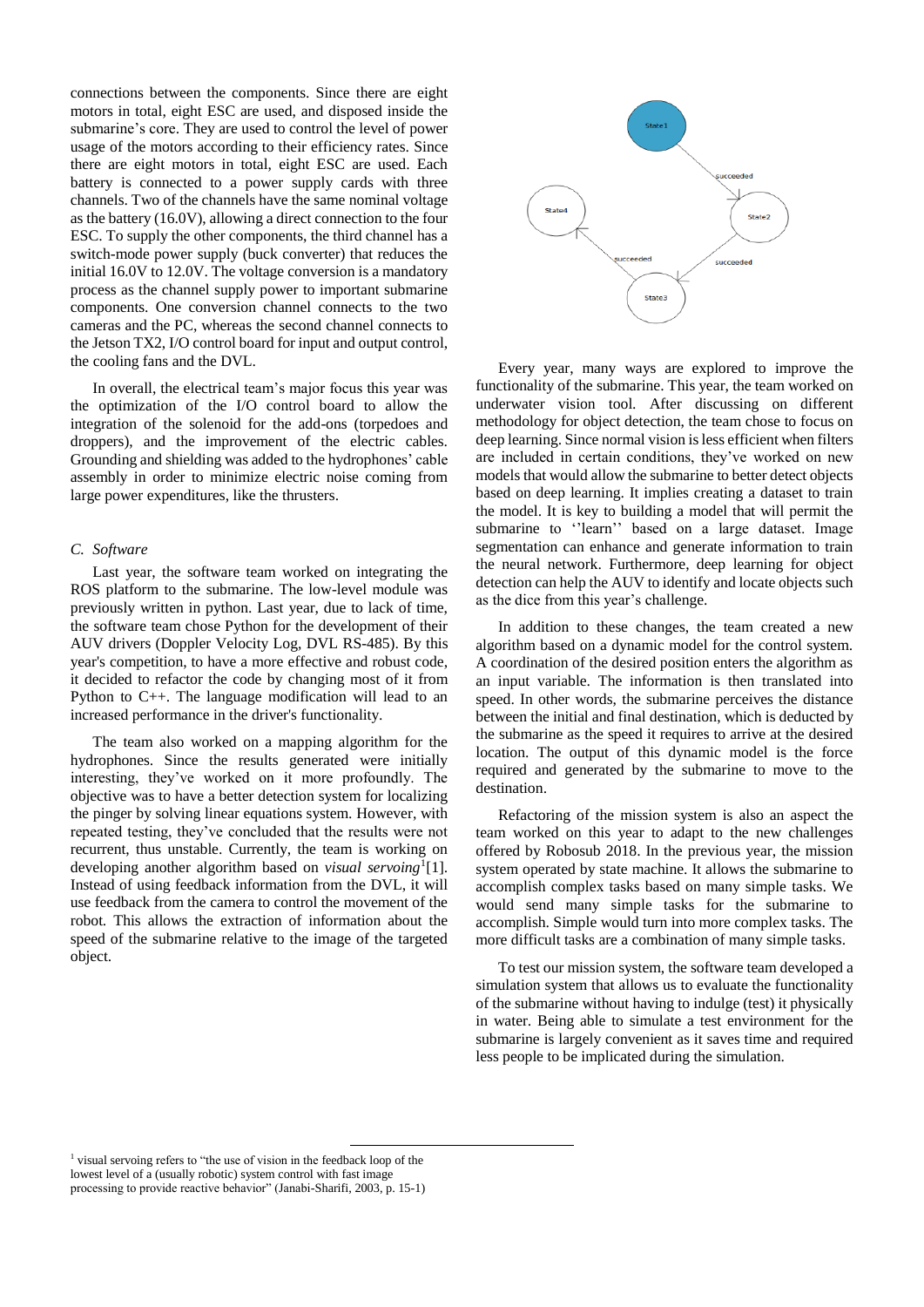connections between the components. Since there are eight motors in total, eight ESC are used, and disposed inside the submarine's core. They are used to control the level of power usage of the motors according to their efficiency rates. Since there are eight motors in total, eight ESC are used. Each battery is connected to a power supply cards with three channels. Two of the channels have the same nominal voltage as the battery (16.0V), allowing a direct connection to the four ESC. To supply the other components, the third channel has a switch-mode power supply (buck converter) that reduces the initial 16.0V to 12.0V. The voltage conversion is a mandatory process as the channel supply power to important submarine components. One conversion channel connects to the two cameras and the PC, whereas the second channel connects to the Jetson TX2, I/O control board for input and output control, the cooling fans and the DVL.

In overall, the electrical team's major focus this year was the optimization of the I/O control board to allow the integration of the solenoid for the add-ons (torpedoes and droppers), and the improvement of the electric cables. Grounding and shielding was added to the hydrophones' cable assembly in order to minimize electric noise coming from large power expenditures, like the thrusters.

### *C. Software*

Last year, the software team worked on integrating the ROS platform to the submarine. The low-level module was previously written in python. Last year, due to lack of time, the software team chose Python for the development of their AUV drivers (Doppler Velocity Log, DVL RS-485). By this year's competition, to have a more effective and robust code, it decided to refactor the code by changing most of it from Python to C++. The language modification will lead to an increased performance in the driver's functionality.

The team also worked on a mapping algorithm for the hydrophones. Since the results generated were initially interesting, they've worked on it more profoundly. The objective was to have a better detection system for localizing the pinger by solving linear equations system. However, with repeated testing, they've concluded that the results were not recurrent, thus unstable. Currently, the team is working on developing another algorithm based on *visual servoing*[1] [1]. Instead of using feedback information from the DVL, it will use feedback from the camera to control the movement of the robot. This allows the extraction of information about the speed of the submarine relative to the image of the targeted object.

Every year, many ways are explored to improve the functionality of the submarine. This year, the team worked on underwater vision tool. After discussing on different methodology for object detection, the team chose to focus on deep learning. Since normal vision is less efficient when filters are included in certain conditions, they've worked on new models that would allow the submarine to better detect objects based on deep learning. It implies creating a dataset to train the model. It is key to building a model that will permit the submarine to ''learn'' based on a large dataset. Image segmentation can enhance and generate information to train the neural network. Furthermore, deep learning for object detection can help the AUV to identify and locate objects such as the dice from this year's challenge.

In addition to these changes, the team created a new algorithm based on a dynamic model for the control system. A coordination of the desired position enters the algorithm as an input variable. The information is then translated into speed. In other words, the submarine perceives the distance between the initial and final destination, which is deducted by the submarine as the speed it requires to arrive at the desired location. The output of this dynamic model is the force required and generated by the submarine to move to the destination.

Refactoring of the mission system is also an aspect the team worked on this year to adapt to the new challenges offered by Robosub 2018. In the previous year, the mission system operated by state machine. It allows the submarine to accomplish complex tasks based on many simple tasks. We would send many simple tasks for the submarine to accomplish. Simple would turn into more complex tasks. The more difficult tasks are a combination of many simple tasks.

To test our mission system, the software team developed a simulation system that allows us to evaluate the functionality of the submarine without having to indulge (test) it physically in water. Being able to simulate a test environment for the submarine is largely convenient as it saves time and required less people to be implicated during the simulation.

[1] visual servoing refers to "the use of vision in the feedback loop of the lowest level of a (usually robotic) system control with fast image processing to provide reactive behavior" (Janabi-Sharifi, 2003, p. 15-1)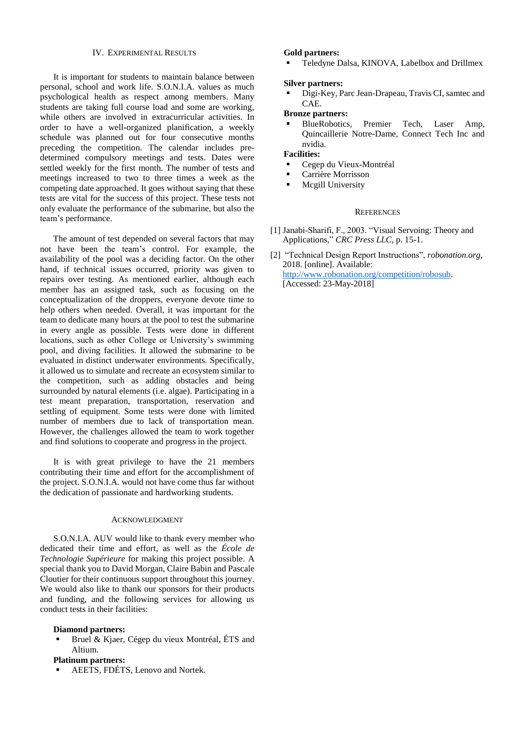## IV. Experimental Results

It is important for students to maintain balance between personal, school and work life. S.O.N.I.A. values as much psychological health as respect among members. Many students are taking full course load and some are working, while others are involved in extracurricular activities. In order to have a well-organized planification, a weekly schedule was planned out for four consecutive months preceding the competition. The calendar includes pre-determined compulsory meetings and tests. Dates were settled weekly for the first month. The number of tests and meetings increased to two to three times a week as the competing date approached. It goes without saying that these tests are vital for the success of this project. These tests not only evaluate the performance of the submarine, but also the team's performance.

The amount of test depended on several factors that may not have been the team's control. For example, the availability of the pool was a deciding factor. On the other hand, if technical issues occurred, priority was given to repairs over testing. As mentioned earlier, although each member has an assigned task, such as focusing on the conceptualization of the droppers, everyone devote time to help others when needed. Overall, it was important for the team to dedicate many hours at the pool to test the submarine in every angle as possible. Tests were done in different locations, such as other College or University's swimming pool, and diving facilities. It allowed the submarine to be evaluated in distinct underwater environments. Specifically, it allowed us to simulate and recreate an ecosystem similar to the competition, such as adding obstacles and being surrounded by natural elements (i.e. algae). Participating in a test meant preparation, transportation, reservation and settling of equipment. Some tests were done with limited number of members due to lack of transportation mean. However, the challenges allowed the team to work together and find solutions to cooperate and progress in the project.

It is with great privilege to have the 21 members contributing their time and effort for the accomplishment of the project. S.O.N.I.A. would not have come thus far without the dedication of passionate and hardworking students.

## Acknowledgment

S.O.N.I.A. AUV would like to thank every member who dedicated their time and effort, as well as the *École de Technologie Supérieure* for making this project possible. A special thank you to David Morgan, Claire Babin and Pascale Cloutier for their continuous support throughout this journey. We would also like to thank our sponsors for their products and funding, and the following services for allowing us conduct tests in their facilities:

**Diamond partners:**

- Bruel & Kjaer, Cégep du vieux Montréal, ÉTS and Altium.

**Platinum partners:**

- AEETS, FDÉTS, Lenovo and Nortek.

**Gold partners:**

- Teledyne Dalsa, KINOVA, Labelbox and Drillmex

**Silver partners:**

- Digi-Key, Parc Jean-Drapeau, Travis CI, samtec and CAE.

**Bronze partners:**

- BlueRobotics, Premier Tech, Laser Amp, Quincaillerie Notre-Dame, Connect Tech Inc and nvidia.

**Facilities:**

- Cegep du Vieux-Montréal
- Carrière Morrisson
- Mcgill University

## References

[1] Janabi-Sharifi, F., 2003. "Visual Servoing: Theory and Applications," *CRC Press LLC*, p. 15-1.

[2] "Technical Design Report Instructions", *robonation.org*, 2018. [online]. Available: http://www.robonation.org/competition/robosub. [Accessed: 23-May-2018]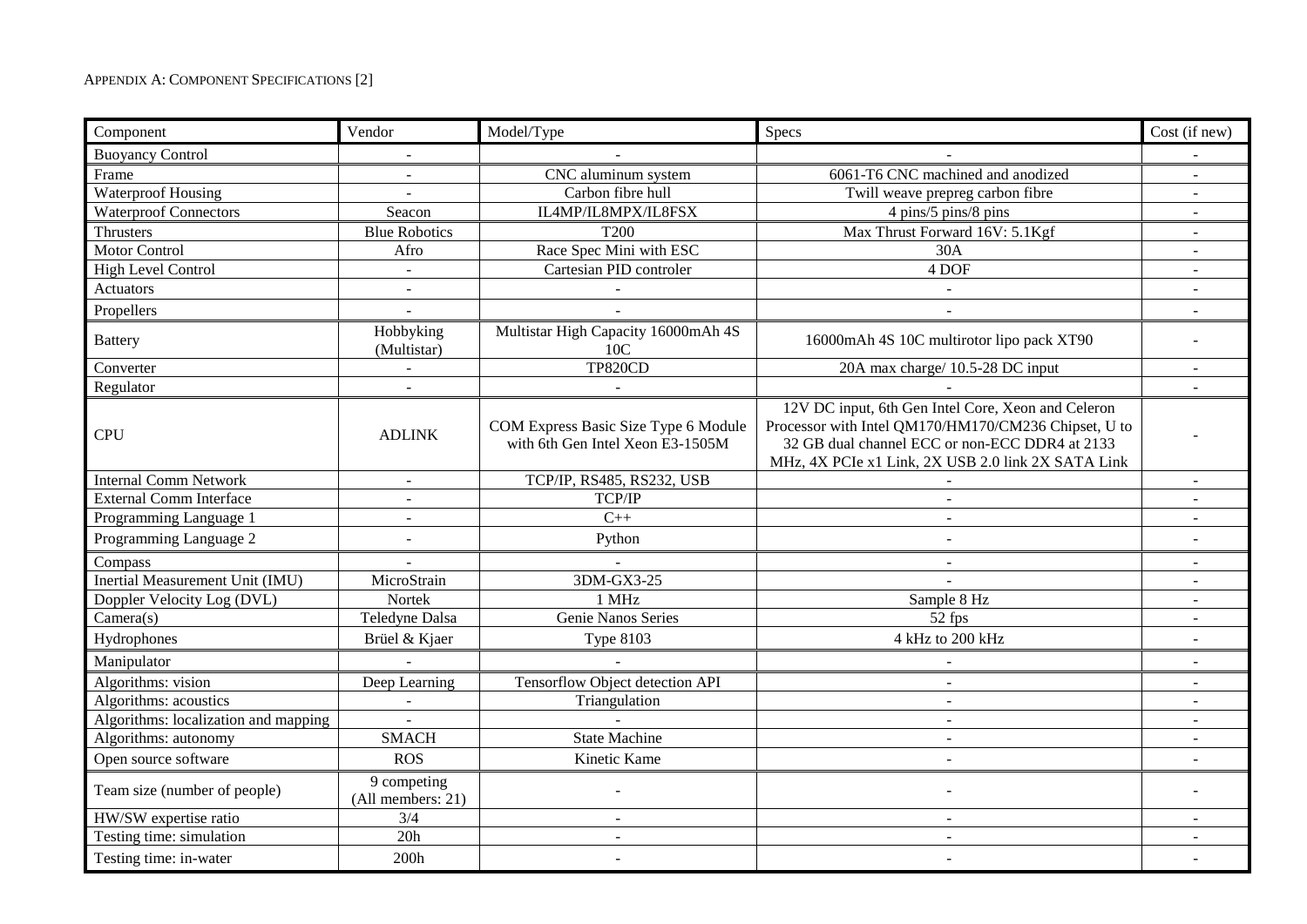APPENDIX A: COMPONENT SPECIFICATIONS [2]

| Component | Vendor | Model/Type | Specs | Cost (if new) |
| --- | --- | --- | --- | --- |
| Buoyancy Control | - | - | - | - |
| Frame | - | CNC aluminum system | 6061-T6 CNC machined and anodized | - |
| Waterproof Housing | - | Carbon fibre hull | Twill weave prepreg carbon fibre | - |
| Waterproof Connectors | Seacon | IL4MP/IL8MPX/IL8FSX | 4 pins/5 pins/8 pins | - |
| Thrusters | Blue Robotics | T200 | Max Thrust Forward 16V: 5.1Kgf | - |
| Motor Control | Afro | Race Spec Mini with ESC | 30A | - |
| High Level Control | - | Cartesian PID controler | 4 DOF | - |
| Actuators | - | - | - | - |
| Propellers | - | - | - | - |
| Battery | Hobbyking (Multistar) | Multistar High Capacity 16000mAh 4S 10C | 16000mAh 4S 10C multirotor lipo pack XT90 | - |
| Converter | - | TP820CD | 20A max charge/ 10.5-28 DC input | - |
| Regulator | - | - | - | - |
| CPU | ADLINK | COM Express Basic Size Type 6 Module with 6th Gen Intel Xeon E3-1505M | 12V DC input, 6th Gen Intel Core, Xeon and Celeron Processor with Intel QM170/HM170/CM236 Chipset, U to 32 GB dual channel ECC or non-ECC DDR4 at 2133 MHz, 4X PCIe x1 Link, 2X USB 2.0 link 2X SATA Link | - |
| Internal Comm Network | - | TCP/IP, RS485, RS232, USB | - | - |
| External Comm Interface | - | TCP/IP | - | - |
| Programming Language 1 | - | C++ | - | - |
| Programming Language 2 | - | Python | - | - |
| Compass | - | - | - | - |
| Inertial Measurement Unit (IMU) | MicroStrain | 3DM-GX3-25 | - | - |
| Doppler Velocity Log (DVL) | Nortek | 1 MHz | Sample 8 Hz | - |
| Camera(s) | Teledyne Dalsa | Genie Nanos Series | 52 fps | - |
| Hydrophones | Brüel & Kjaer | Type 8103 | 4 kHz to 200 kHz | - |
| Manipulator | - | - | - | - |
| Algorithms: vision | Deep Learning | Tensorflow Object detection API | - | - |
| Algorithms: acoustics | - | Triangulation | - | - |
| Algorithms: localization and mapping | - | - | - | - |
| Algorithms: autonomy | SMACH | State Machine | - | - |
| Open source software | ROS | Kinetic Kame | - | - |
| Team size (number of people) | 9 competing (All members: 21) | - | - | - |
| HW/SW expertise ratio | 3/4 | - | - | - |
| Testing time: simulation | 20h | - | - | - |
| Testing time: in-water | 200h | - | - | - |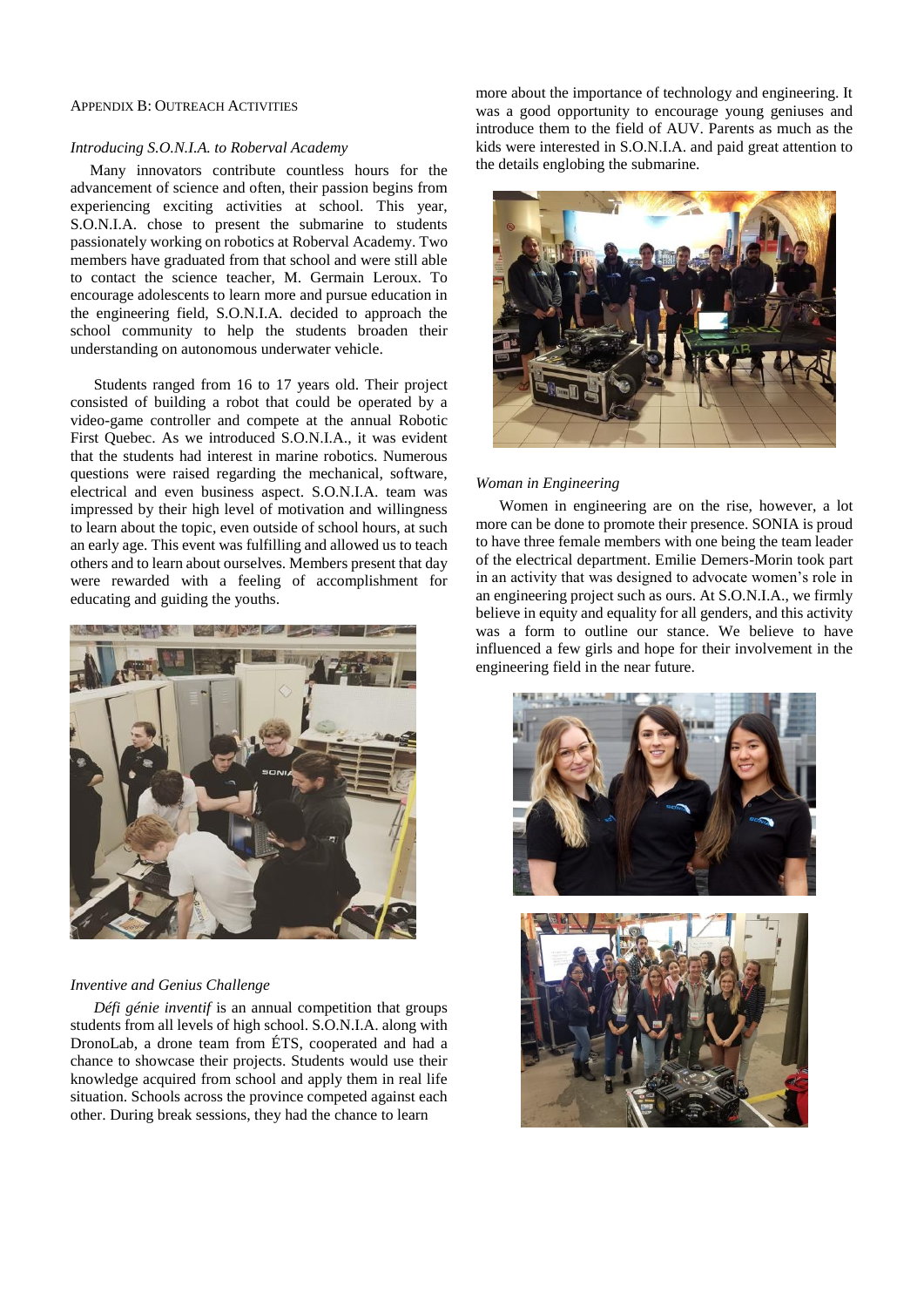## Appendix B: Outreach Activities

### *Introducing S.O.N.I.A. to Roberval Academy*

Many innovators contribute countless hours for the advancement of science and often, their passion begins from experiencing exciting activities at school. This year, S.O.N.I.A. chose to present the submarine to students passionately working on robotics at Roberval Academy. Two members have graduated from that school and were still able to contact the science teacher, M. Germain Leroux. To encourage adolescents to learn more and pursue education in the engineering field, S.O.N.I.A. decided to approach the school community to help the students broaden their understanding on autonomous underwater vehicle.

Students ranged from 16 to 17 years old. Their project consisted of building a robot that could be operated by a video-game controller and compete at the annual Robotic First Quebec. As we introduced S.O.N.I.A., it was evident that the students had interest in marine robotics. Numerous questions were raised regarding the mechanical, software, electrical and even business aspect. S.O.N.I.A. team was impressed by their high level of motivation and willingness to learn about the topic, even outside of school hours, at such an early age. This event was fulfilling and allowed us to teach others and to learn about ourselves. Members present that day were rewarded with a feeling of accomplishment for educating and guiding the youths.

### *Inventive and Genius Challenge*

*Défi génie inventif* is an annual competition that groups students from all levels of high school. S.O.N.I.A. along with DronoLab, a drone team from ÉTS, cooperated and had a chance to showcase their projects. Students would use their knowledge acquired from school and apply them in real life situation. Schools across the province competed against each other. During break sessions, they had the chance to learn more about the importance of technology and engineering. It was a good opportunity to encourage young geniuses and introduce them to the field of AUV. Parents as much as the kids were interested in S.O.N.I.A. and paid great attention to the details englobing the submarine.

### *Woman in Engineering*

Women in engineering are on the rise, however, a lot more can be done to promote their presence. SONIA is proud to have three female members with one being the team leader of the electrical department. Emilie Demers-Morin took part in an activity that was designed to advocate women's role in an engineering project such as ours. At S.O.N.I.A., we firmly believe in equity and equality for all genders, and this activity was a form to outline our stance. We believe to have influenced a few girls and hope for their involvement in the engineering field in the near future.